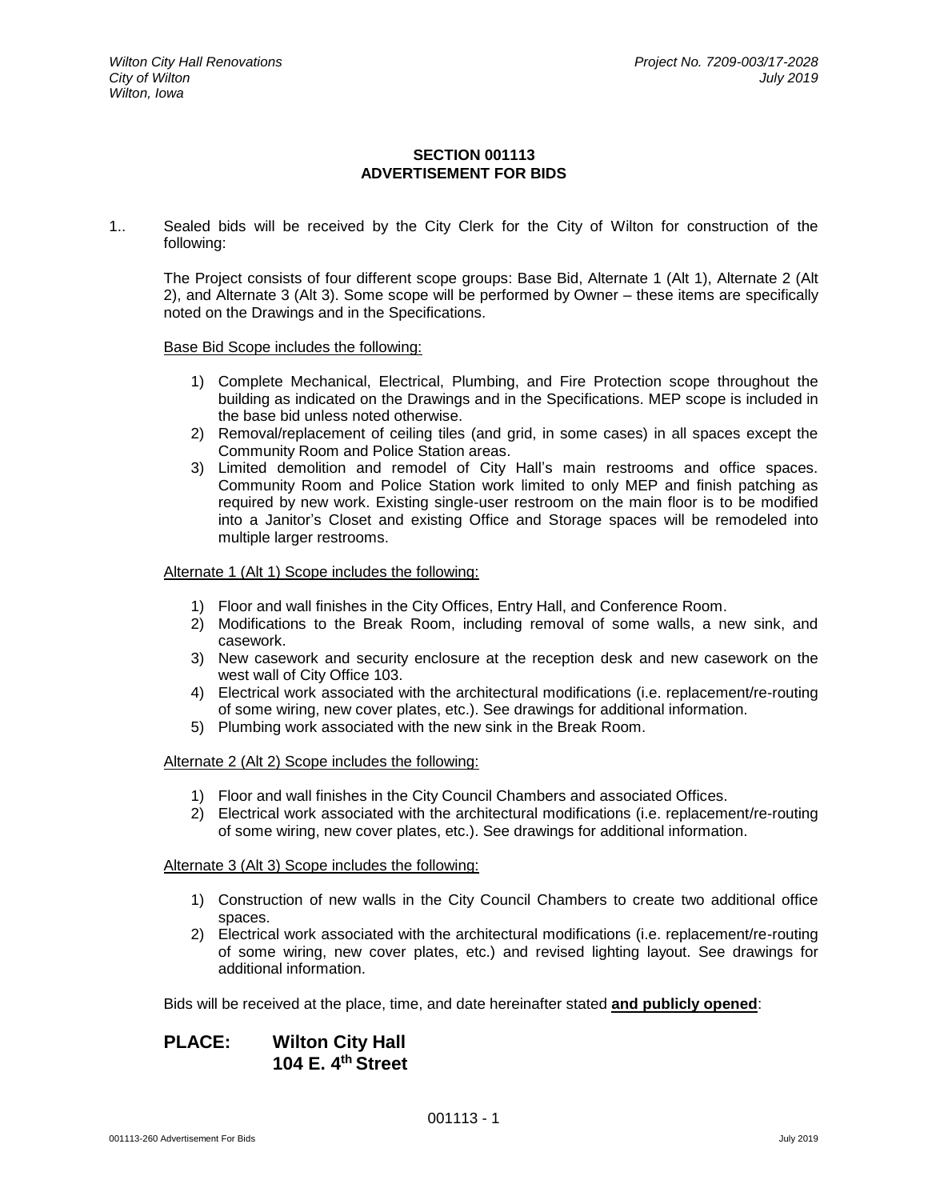## SECTION 001113
## ADVERTISEMENT FOR BIDS

1.. Sealed bids will be received by the City Clerk for the City of Wilton for construction of the following:

The Project consists of four different scope groups: Base Bid, Alternate 1 (Alt 1), Alternate 2 (Alt 2), and Alternate 3 (Alt 3). Some scope will be performed by Owner – these items are specifically noted on the Drawings and in the Specifications.

<u>Base Bid Scope includes the following:</u>

1) Complete Mechanical, Electrical, Plumbing, and Fire Protection scope throughout the building as indicated on the Drawings and in the Specifications. MEP scope is included in the base bid unless noted otherwise.
2) Removal/replacement of ceiling tiles (and grid, in some cases) in all spaces except the Community Room and Police Station areas.
3) Limited demolition and remodel of City Hall's main restrooms and office spaces. Community Room and Police Station work limited to only MEP and finish patching as required by new work. Existing single-user restroom on the main floor is to be modified into a Janitor's Closet and existing Office and Storage spaces will be remodeled into multiple larger restrooms.

<u>Alternate 1 (Alt 1) Scope includes the following:</u>

1) Floor and wall finishes in the City Offices, Entry Hall, and Conference Room.
2) Modifications to the Break Room, including removal of some walls, a new sink, and casework.
3) New casework and security enclosure at the reception desk and new casework on the west wall of City Office 103.
4) Electrical work associated with the architectural modifications (i.e. replacement/re-routing of some wiring, new cover plates, etc.). See drawings for additional information.
5) Plumbing work associated with the new sink in the Break Room.

<u>Alternate 2 (Alt 2) Scope includes the following:</u>

1) Floor and wall finishes in the City Council Chambers and associated Offices.
2) Electrical work associated with the architectural modifications (i.e. replacement/re-routing of some wiring, new cover plates, etc.). See drawings for additional information.

<u>Alternate 3 (Alt 3) Scope includes the following:</u>

1) Construction of new walls in the City Council Chambers to create two additional office spaces.
2) Electrical work associated with the architectural modifications (i.e. replacement/re-routing of some wiring, new cover plates, etc.) and revised lighting layout. See drawings for additional information.

Bids will be received at the place, time, and date hereinafter stated <u>**and publicly opened**</u>:

**PLACE: Wilton City Hall**
**104 E. 4th Street**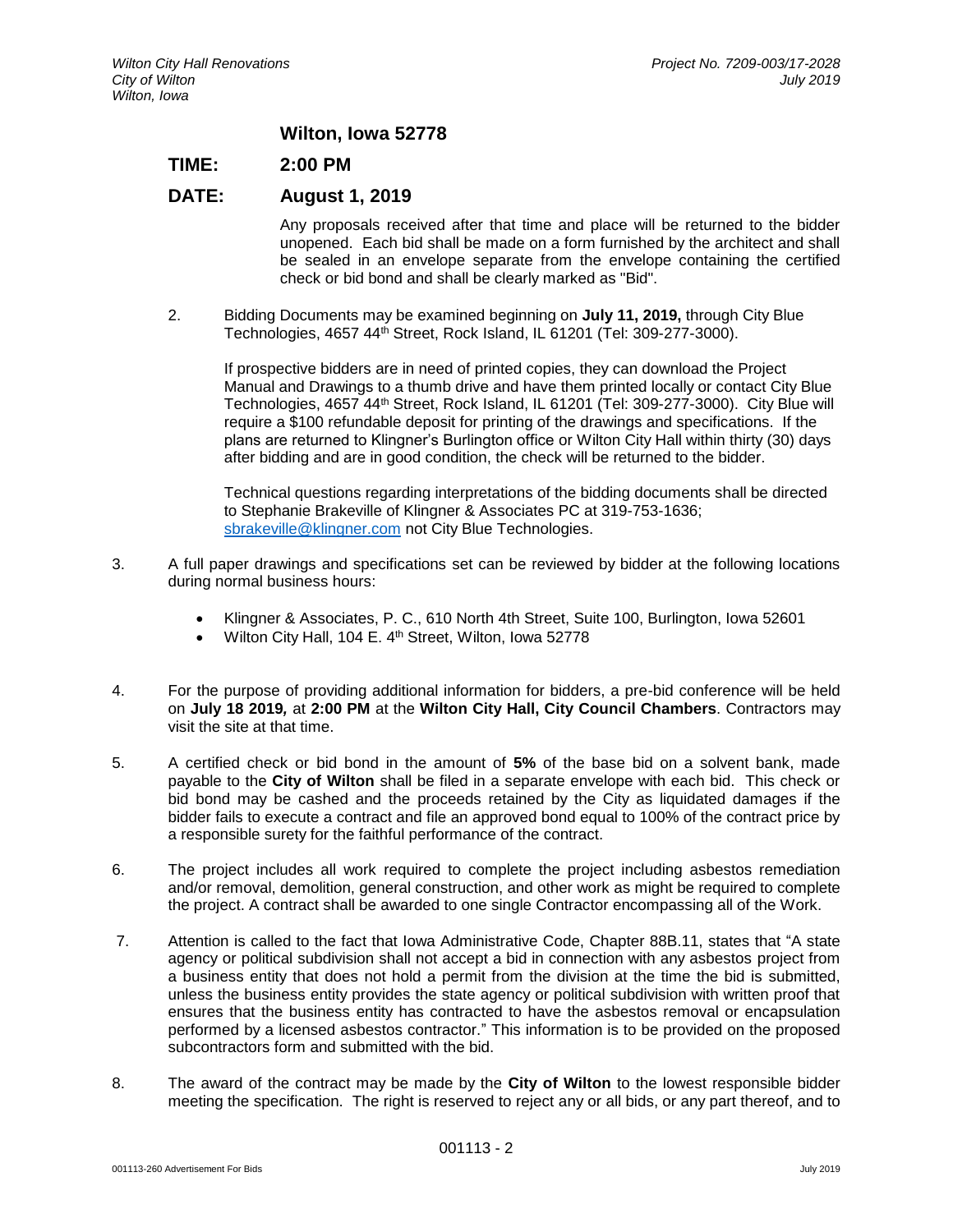**Wilton, Iowa 52778**

**TIME: 2:00 PM**

**DATE: August 1, 2019**

Any proposals received after that time and place will be returned to the bidder unopened. Each bid shall be made on a form furnished by the architect and shall be sealed in an envelope separate from the envelope containing the certified check or bid bond and shall be clearly marked as "Bid".

2. Bidding Documents may be examined beginning on **July 11, 2019,** through City Blue Technologies, 4657 44th Street, Rock Island, IL 61201 (Tel: 309-277-3000).

   If prospective bidders are in need of printed copies, they can download the Project Manual and Drawings to a thumb drive and have them printed locally or contact City Blue Technologies, 4657 44th Street, Rock Island, IL 61201 (Tel: 309-277-3000). City Blue will require a $100 refundable deposit for printing of the drawings and specifications. If the plans are returned to Klingner's Burlington office or Wilton City Hall within thirty (30) days after bidding and are in good condition, the check will be returned to the bidder.

   Technical questions regarding interpretations of the bidding documents shall be directed to Stephanie Brakeville of Klingner & Associates PC at 319-753-1636; sbrakeville@klingner.com not City Blue Technologies.

3. A full paper drawings and specifications set can be reviewed by bidder at the following locations during normal business hours:

   - Klingner & Associates, P. C., 610 North 4th Street, Suite 100, Burlington, Iowa 52601
   - Wilton City Hall, 104 E. 4th Street, Wilton, Iowa 52778

4. For the purpose of providing additional information for bidders, a pre-bid conference will be held on **July 18 2019,** at **2:00 PM** at the **Wilton City Hall, City Council Chambers**. Contractors may visit the site at that time.

5. A certified check or bid bond in the amount of **5%** of the base bid on a solvent bank, made payable to the **City of Wilton** shall be filed in a separate envelope with each bid. This check or bid bond may be cashed and the proceeds retained by the City as liquidated damages if the bidder fails to execute a contract and file an approved bond equal to 100% of the contract price by a responsible surety for the faithful performance of the contract.

6. The project includes all work required to complete the project including asbestos remediation and/or removal, demolition, general construction, and other work as might be required to complete the project. A contract shall be awarded to one single Contractor encompassing all of the Work.

7. Attention is called to the fact that Iowa Administrative Code, Chapter 88B.11, states that "A state agency or political subdivision shall not accept a bid in connection with any asbestos project from a business entity that does not hold a permit from the division at the time the bid is submitted, unless the business entity provides the state agency or political subdivision with written proof that ensures that the business entity has contracted to have the asbestos removal or encapsulation performed by a licensed asbestos contractor." This information is to be provided on the proposed subcontractors form and submitted with the bid.

8. The award of the contract may be made by the **City of Wilton** to the lowest responsible bidder meeting the specification. The right is reserved to reject any or all bids, or any part thereof, and to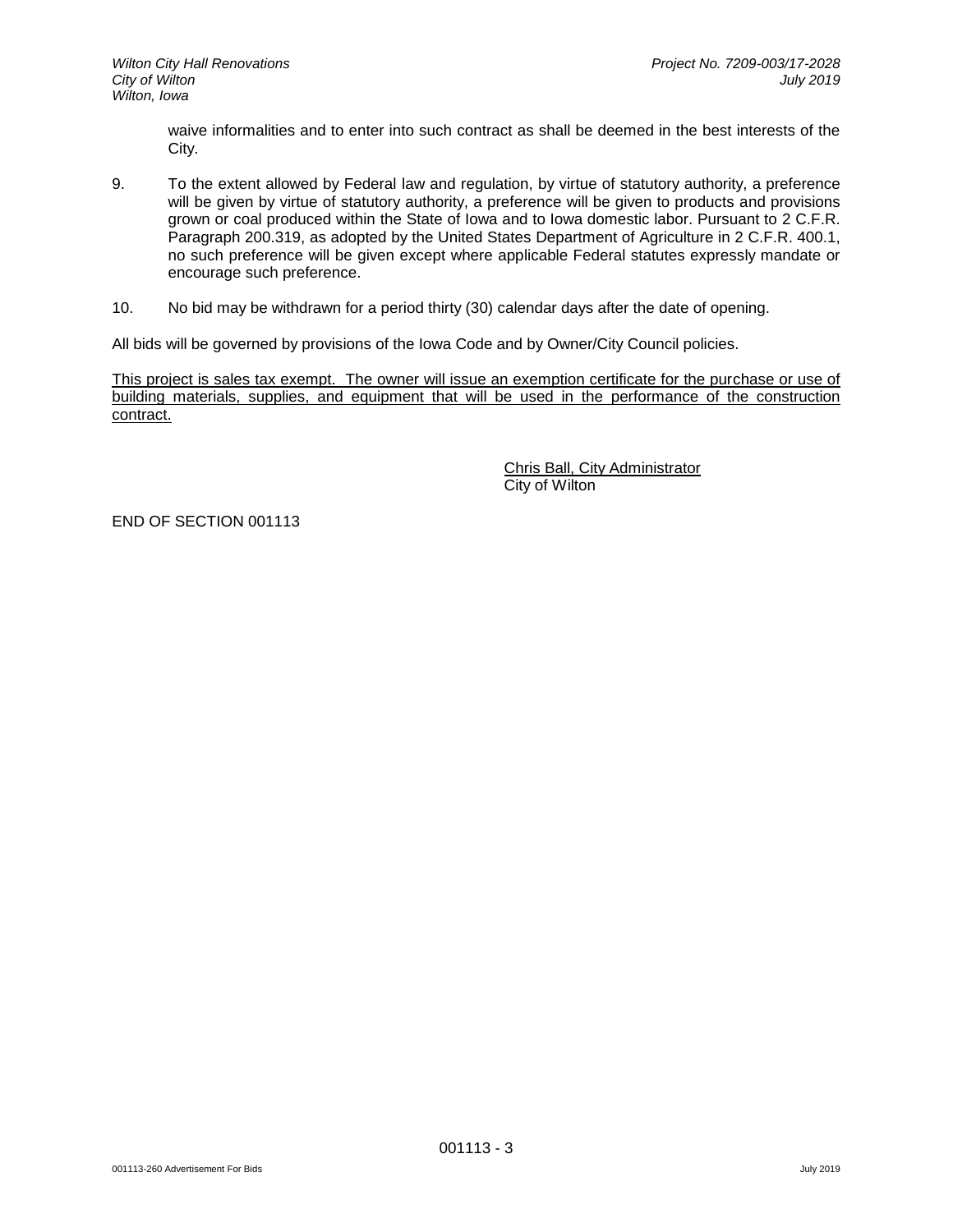waive informalities and to enter into such contract as shall be deemed in the best interests of the City.

9. To the extent allowed by Federal law and regulation, by virtue of statutory authority, a preference will be given by virtue of statutory authority, a preference will be given to products and provisions grown or coal produced within the State of Iowa and to Iowa domestic labor. Pursuant to 2 C.F.R. Paragraph 200.319, as adopted by the United States Department of Agriculture in 2 C.F.R. 400.1, no such preference will be given except where applicable Federal statutes expressly mandate or encourage such preference.

10. No bid may be withdrawn for a period thirty (30) calendar days after the date of opening.

All bids will be governed by provisions of the Iowa Code and by Owner/City Council policies.

<u>This project is sales tax exempt. The owner will issue an exemption certificate for the purchase or use of building materials, supplies, and equipment that will be used in the performance of the construction contract.</u>

<u>Chris Ball, City Administrator</u>
City of Wilton

END OF SECTION 001113